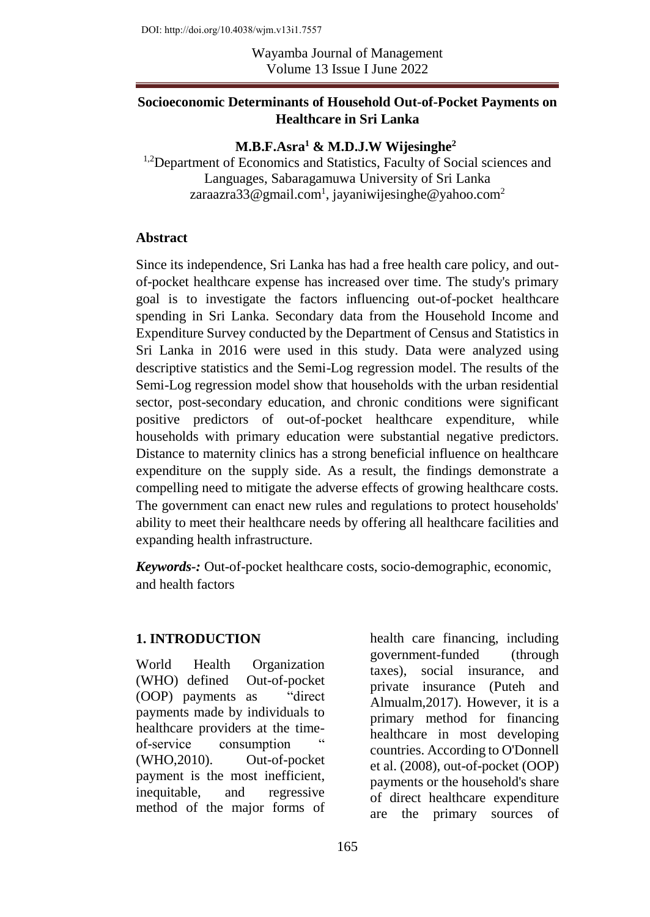# Socioeconomic Determinants of Household Out-of-Pocket Payments on Healthcare in Sri Lanka

**M.B.F.Asra[1] & M.D.J.W Wijesinghe[2]**

[1,2]Department of Economics and Statistics, Faculty of Social sciences and Languages, Sabaragamuwa University of Sri Lanka
zaraazra33@gmail.com[1], jayaniwijesinghe@yahoo.com[2]

## Abstract

Since its independence, Sri Lanka has had a free health care policy, and out-of-pocket healthcare expense has increased over time. The study's primary goal is to investigate the factors influencing out-of-pocket healthcare spending in Sri Lanka. Secondary data from the Household Income and Expenditure Survey conducted by the Department of Census and Statistics in Sri Lanka in 2016 were used in this study. Data were analyzed using descriptive statistics and the Semi-Log regression model. The results of the Semi-Log regression model show that households with the urban residential sector, post-secondary education, and chronic conditions were significant positive predictors of out-of-pocket healthcare expenditure, while households with primary education were substantial negative predictors. Distance to maternity clinics has a strong beneficial influence on healthcare expenditure on the supply side. As a result, the findings demonstrate a compelling need to mitigate the adverse effects of growing healthcare costs. The government can enact new rules and regulations to protect households' ability to meet their healthcare needs by offering all healthcare facilities and expanding health infrastructure.

***Keywords-:*** Out-of-pocket healthcare costs, socio-demographic, economic, and health factors

## 1. INTRODUCTION

World Health Organization (WHO) defined Out-of-pocket (OOP) payments as "direct payments made by individuals to healthcare providers at the time-of-service consumption " (WHO,2010). Out-of-pocket payment is the most inefficient, inequitable, and regressive method of the major forms of health care financing, including government-funded (through taxes), social insurance, and private insurance (Puteh and Almualm,2017). However, it is a primary method for financing healthcare in most developing countries. According to O'Donnell et al. (2008), out-of-pocket (OOP) payments or the household's share of direct healthcare expenditure are the primary sources of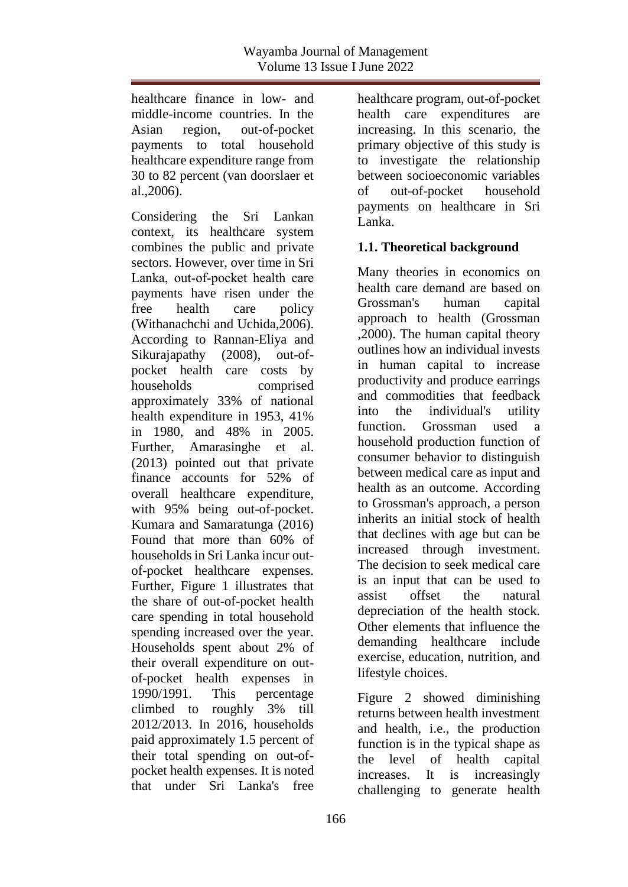healthcare finance in low- and middle-income countries. In the Asian region, out-of-pocket payments to total household healthcare expenditure range from 30 to 82 percent (van doorslaer et al.,2006).

Considering the Sri Lankan context, its healthcare system combines the public and private sectors. However, over time in Sri Lanka, out-of-pocket health care payments have risen under the free health care policy (Withanachchi and Uchida,2006). According to Rannan-Eliya and Sikurajapathy (2008), out-of-pocket health care costs by households comprised approximately 33% of national health expenditure in 1953, 41% in 1980, and 48% in 2005. Further, Amarasinghe et al. (2013) pointed out that private finance accounts for 52% of overall healthcare expenditure, with 95% being out-of-pocket. Kumara and Samaratunga (2016) Found that more than 60% of households in Sri Lanka incur out-of-pocket healthcare expenses. Further, Figure 1 illustrates that the share of out-of-pocket health care spending in total household spending increased over the year. Households spent about 2% of their overall expenditure on out-of-pocket health expenses in 1990/1991. This percentage climbed to roughly 3% till 2012/2013. In 2016, households paid approximately 1.5 percent of their total spending on out-of-pocket health expenses. It is noted that under Sri Lanka's free healthcare program, out-of-pocket health care expenditures are increasing. In this scenario, the primary objective of this study is to investigate the relationship between socioeconomic variables of out-of-pocket household payments on healthcare in Sri Lanka.

## 1.1. Theoretical background

Many theories in economics on health care demand are based on Grossman's human capital approach to health (Grossman ,2000). The human capital theory outlines how an individual invests in human capital to increase productivity and produce earrings and commodities that feedback into the individual's utility function. Grossman used a household production function of consumer behavior to distinguish between medical care as input and health as an outcome. According to Grossman's approach, a person inherits an initial stock of health that declines with age but can be increased through investment. The decision to seek medical care is an input that can be used to assist offset the natural depreciation of the health stock. Other elements that influence the demanding healthcare include exercise, education, nutrition, and lifestyle choices.

Figure 2 showed diminishing returns between health investment and health, i.e., the production function is in the typical shape as the level of health capital increases. It is increasingly challenging to generate health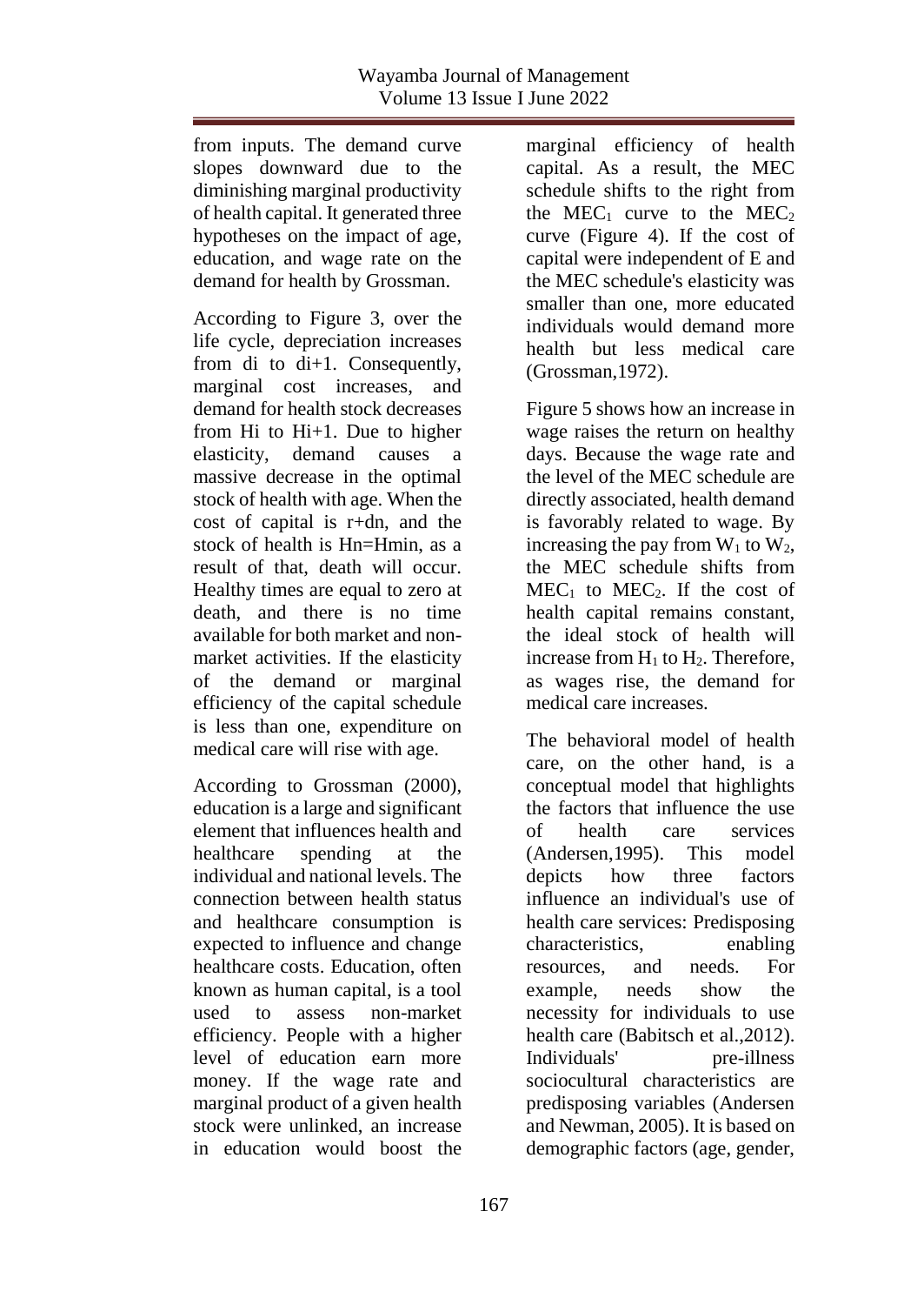from inputs. The demand curve slopes downward due to the diminishing marginal productivity of health capital. It generated three hypotheses on the impact of age, education, and wage rate on the demand for health by Grossman.

According to Figure 3, over the life cycle, depreciation increases from di to di+1. Consequently, marginal cost increases, and demand for health stock decreases from Hi to Hi+1. Due to higher elasticity, demand causes a massive decrease in the optimal stock of health with age. When the cost of capital is r+dn, and the stock of health is Hn=Hmin, as a result of that, death will occur. Healthy times are equal to zero at death, and there is no time available for both market and non-market activities. If the elasticity of the demand or marginal efficiency of the capital schedule is less than one, expenditure on medical care will rise with age.

According to Grossman (2000), education is a large and significant element that influences health and healthcare spending at the individual and national levels. The connection between health status and healthcare consumption is expected to influence and change healthcare costs. Education, often known as human capital, is a tool used to assess non-market efficiency. People with a higher level of education earn more money. If the wage rate and marginal product of a given health stock were unlinked, an increase in education would boost the marginal efficiency of health capital. As a result, the MEC schedule shifts to the right from the $MEC_1$ curve to the $MEC_2$ curve (Figure 4). If the cost of capital were independent of E and the MEC schedule's elasticity was smaller than one, more educated individuals would demand more health but less medical care (Grossman,1972).

Figure 5 shows how an increase in wage raises the return on healthy days. Because the wage rate and the level of the MEC schedule are directly associated, health demand is favorably related to wage. By increasing the pay from $W_1$ to $W_2$, the MEC schedule shifts from $MEC_1$ to $MEC_2$. If the cost of health capital remains constant, the ideal stock of health will increase from $H_1$ to $H_2$. Therefore, as wages rise, the demand for medical care increases.

The behavioral model of health care, on the other hand, is a conceptual model that highlights the factors that influence the use of health care services (Andersen,1995). This model depicts how three factors influence an individual's use of health care services: Predisposing characteristics, enabling resources, and needs. For example, needs show the necessity for individuals to use health care (Babitsch et al.,2012). Individuals' pre-illness sociocultural characteristics are predisposing variables (Andersen and Newman, 2005). It is based on demographic factors (age, gender,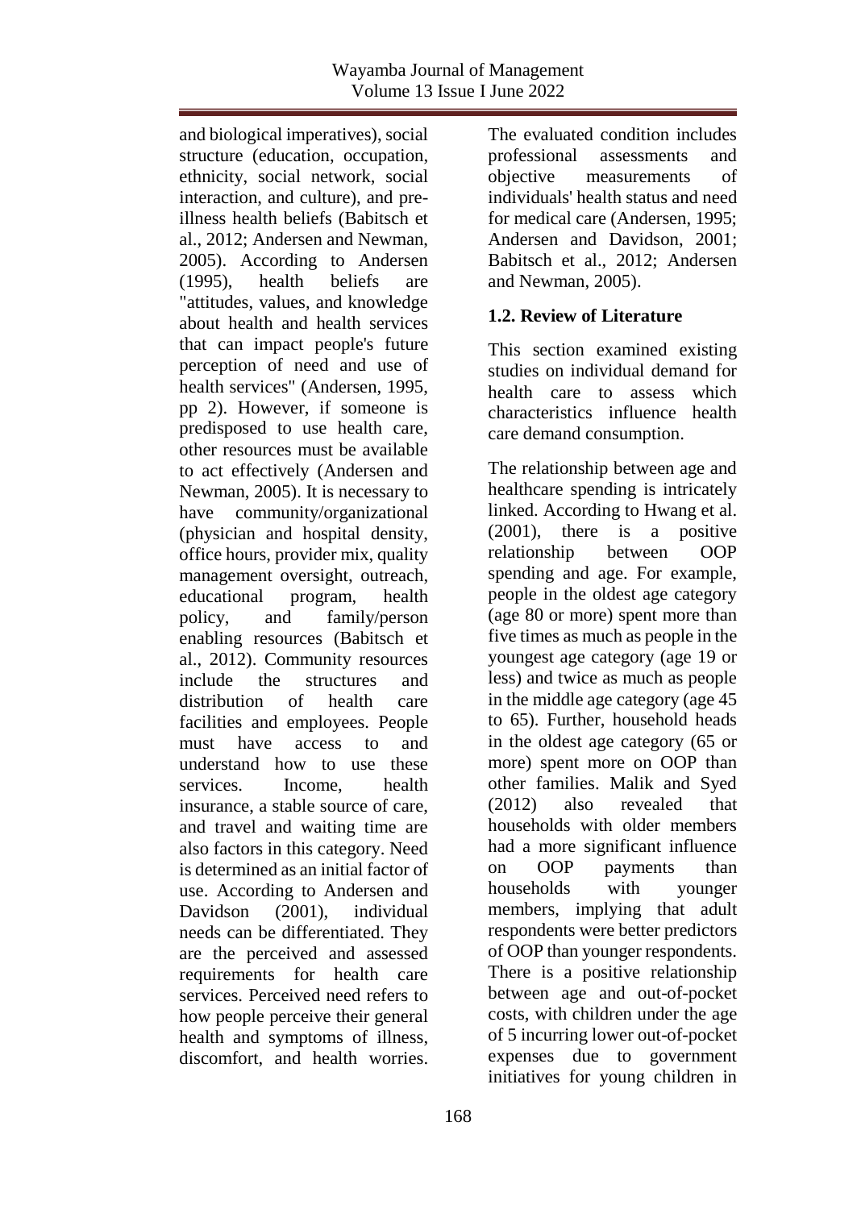and biological imperatives), social structure (education, occupation, ethnicity, social network, social interaction, and culture), and pre-illness health beliefs (Babitsch et al., 2012; Andersen and Newman, 2005). According to Andersen (1995), health beliefs are "attitudes, values, and knowledge about health and health services that can impact people's future perception of need and use of health services" (Andersen, 1995, pp 2). However, if someone is predisposed to use health care, other resources must be available to act effectively (Andersen and Newman, 2005). It is necessary to have community/organizational (physician and hospital density, office hours, provider mix, quality management oversight, outreach, educational program, health policy, and family/person enabling resources (Babitsch et al., 2012). Community resources include the structures and distribution of health care facilities and employees. People must have access to and understand how to use these services. Income, health insurance, a stable source of care, and travel and waiting time are also factors in this category. Need is determined as an initial factor of use. According to Andersen and Davidson (2001), individual needs can be differentiated. They are the perceived and assessed requirements for health care services. Perceived need refers to how people perceive their general health and symptoms of illness, discomfort, and health worries. The evaluated condition includes professional assessments and objective measurements of individuals' health status and need for medical care (Andersen, 1995; Andersen and Davidson, 2001; Babitsch et al., 2012; Andersen and Newman, 2005).

## 1.2. Review of Literature

This section examined existing studies on individual demand for health care to assess which characteristics influence health care demand consumption.

The relationship between age and healthcare spending is intricately linked. According to Hwang et al. (2001), there is a positive relationship between OOP spending and age. For example, people in the oldest age category (age 80 or more) spent more than five times as much as people in the youngest age category (age 19 or less) and twice as much as people in the middle age category (age 45 to 65). Further, household heads in the oldest age category (65 or more) spent more on OOP than other families. Malik and Syed (2012) also revealed that households with older members had a more significant influence on OOP payments than households with younger members, implying that adult respondents were better predictors of OOP than younger respondents. There is a positive relationship between age and out-of-pocket costs, with children under the age of 5 incurring lower out-of-pocket expenses due to government initiatives for young children in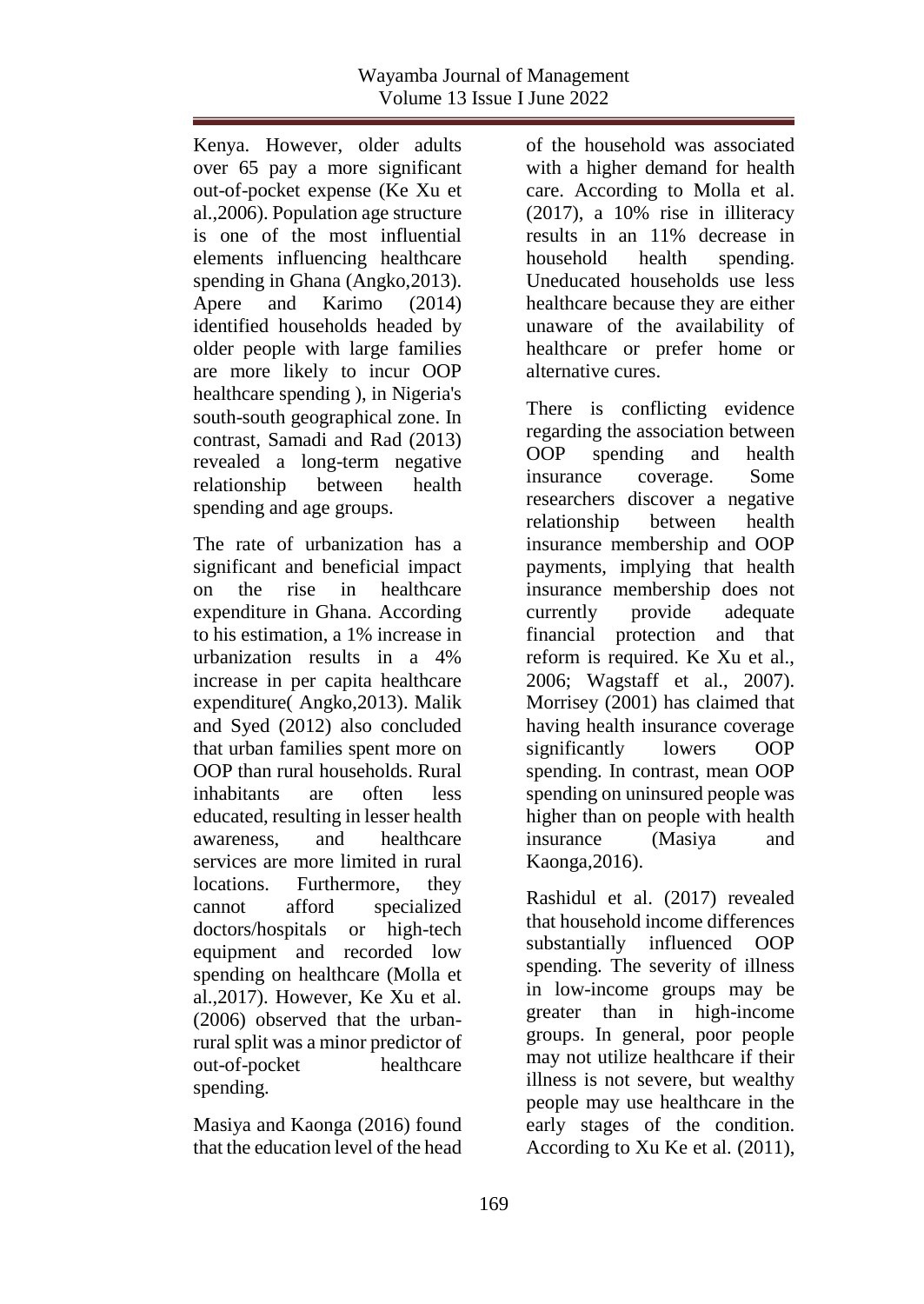Kenya. However, older adults over 65 pay a more significant out-of-pocket expense (Ke Xu et al.,2006). Population age structure is one of the most influential elements influencing healthcare spending in Ghana (Angko,2013). Apere and Karimo (2014) identified households headed by older people with large families are more likely to incur OOP healthcare spending ), in Nigeria's south-south geographical zone. In contrast, Samadi and Rad (2013) revealed a long-term negative relationship between health spending and age groups.

The rate of urbanization has a significant and beneficial impact on the rise in healthcare expenditure in Ghana. According to his estimation, a 1% increase in urbanization results in a 4% increase in per capita healthcare expenditure( Angko,2013). Malik and Syed (2012) also concluded that urban families spent more on OOP than rural households. Rural inhabitants are often less educated, resulting in lesser health awareness, and healthcare services are more limited in rural locations. Furthermore, they cannot afford specialized doctors/hospitals or high-tech equipment and recorded low spending on healthcare (Molla et al.,2017). However, Ke Xu et al. (2006) observed that the urban-rural split was a minor predictor of out-of-pocket healthcare spending.

Masiya and Kaonga (2016) found that the education level of the head of the household was associated with a higher demand for health care. According to Molla et al. (2017), a 10% rise in illiteracy results in an 11% decrease in household health spending. Uneducated households use less healthcare because they are either unaware of the availability of healthcare or prefer home or alternative cures.

There is conflicting evidence regarding the association between OOP spending and health insurance coverage. Some researchers discover a negative relationship between health insurance membership and OOP payments, implying that health insurance membership does not currently provide adequate financial protection and that reform is required. Ke Xu et al., 2006; Wagstaff et al., 2007). Morrisey (2001) has claimed that having health insurance coverage significantly lowers OOP spending. In contrast, mean OOP spending on uninsured people was higher than on people with health insurance (Masiya and Kaonga,2016).

Rashidul et al. (2017) revealed that household income differences substantially influenced OOP spending. The severity of illness in low-income groups may be greater than in high-income groups. In general, poor people may not utilize healthcare if their illness is not severe, but wealthy people may use healthcare in the early stages of the condition. According to Xu Ke et al. (2011),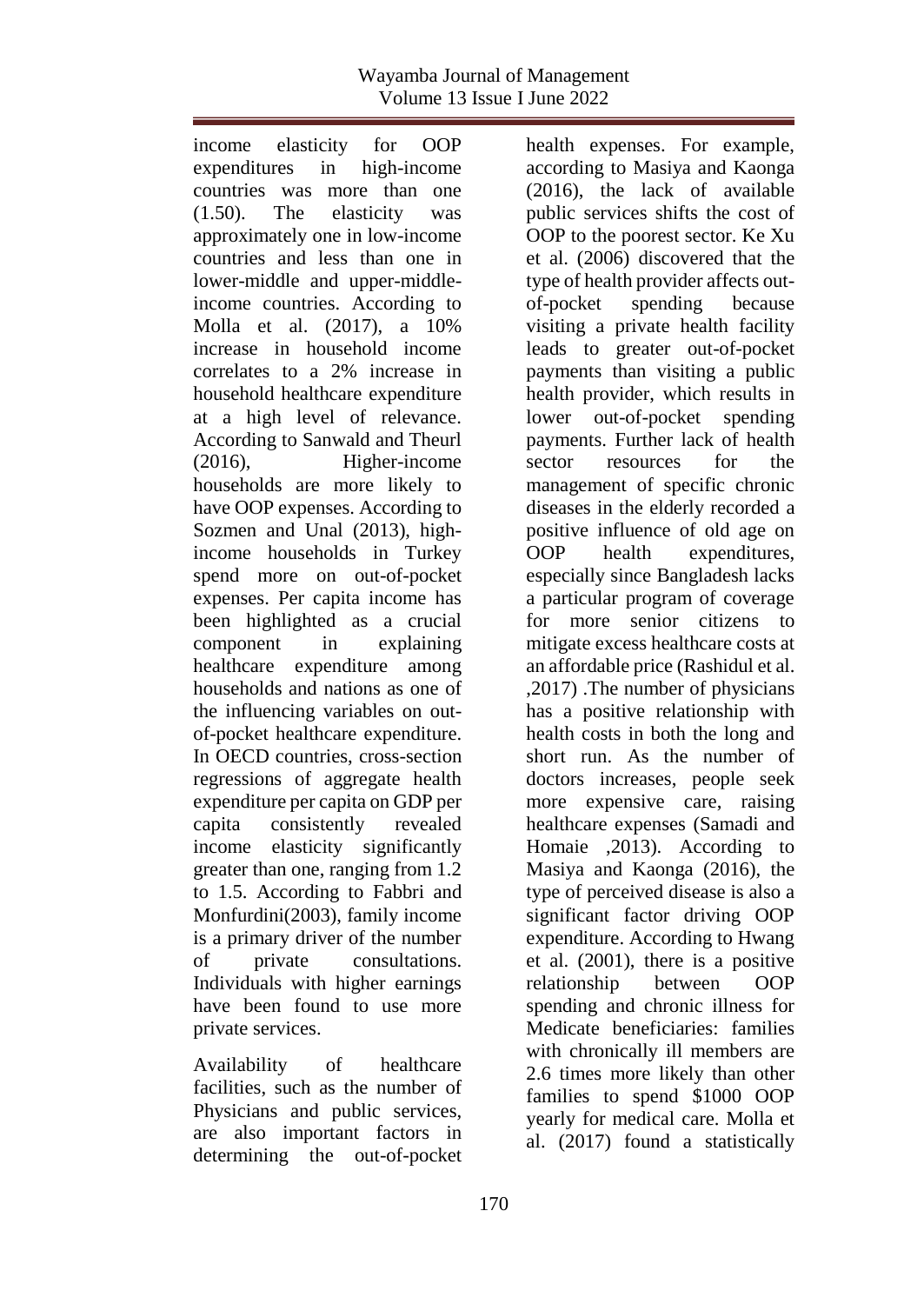income elasticity for OOP expenditures in high-income countries was more than one (1.50). The elasticity was approximately one in low-income countries and less than one in lower-middle and upper-middle-income countries. According to Molla et al. (2017), a 10% increase in household income correlates to a 2% increase in household healthcare expenditure at a high level of relevance. According to Sanwald and Theurl (2016), Higher-income households are more likely to have OOP expenses. According to Sozmen and Unal (2013), high-income households in Turkey spend more on out-of-pocket expenses. Per capita income has been highlighted as a crucial component in explaining healthcare expenditure among households and nations as one of the influencing variables on out-of-pocket healthcare expenditure. In OECD countries, cross-section regressions of aggregate health expenditure per capita on GDP per capita consistently revealed income elasticity significantly greater than one, ranging from 1.2 to 1.5. According to Fabbri and Monfurdini(2003), family income is a primary driver of the number of private consultations. Individuals with higher earnings have been found to use more private services.

Availability of healthcare facilities, such as the number of Physicians and public services, are also important factors in determining the out-of-pocket health expenses. For example, according to Masiya and Kaonga (2016), the lack of available public services shifts the cost of OOP to the poorest sector. Ke Xu et al. (2006) discovered that the type of health provider affects out-of-pocket spending because visiting a private health facility leads to greater out-of-pocket payments than visiting a public health provider, which results in lower out-of-pocket spending payments. Further lack of health sector resources for the management of specific chronic diseases in the elderly recorded a positive influence of old age on OOP health expenditures, especially since Bangladesh lacks a particular program of coverage for more senior citizens to mitigate excess healthcare costs at an affordable price (Rashidul et al. ,2017) .The number of physicians has a positive relationship with health costs in both the long and short run. As the number of doctors increases, people seek more expensive care, raising healthcare expenses (Samadi and Homaie ,2013). According to Masiya and Kaonga (2016), the type of perceived disease is also a significant factor driving OOP expenditure. According to Hwang et al. (2001), there is a positive relationship between OOP spending and chronic illness for Medicate beneficiaries: families with chronically ill members are 2.6 times more likely than other families to spend $1000 OOP yearly for medical care. Molla et al. (2017) found a statistically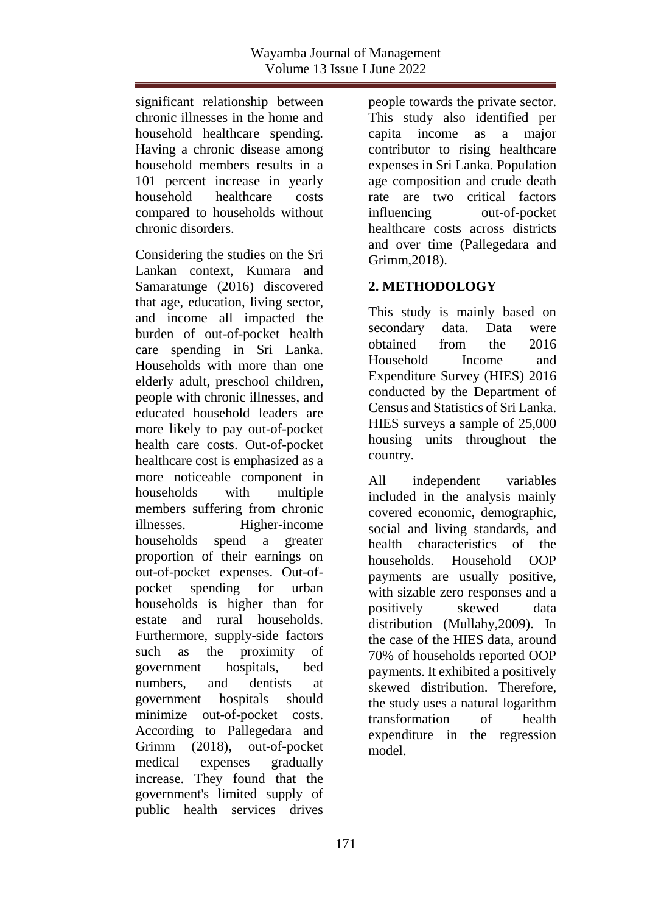significant relationship between chronic illnesses in the home and household healthcare spending. Having a chronic disease among household members results in a 101 percent increase in yearly household healthcare costs compared to households without chronic disorders.

Considering the studies on the Sri Lankan context, Kumara and Samaratunge (2016) discovered that age, education, living sector, and income all impacted the burden of out-of-pocket health care spending in Sri Lanka. Households with more than one elderly adult, preschool children, people with chronic illnesses, and educated household leaders are more likely to pay out-of-pocket health care costs. Out-of-pocket healthcare cost is emphasized as a more noticeable component in households with multiple members suffering from chronic illnesses. Higher-income households spend a greater proportion of their earnings on out-of-pocket expenses. Out-of-pocket spending for urban households is higher than for estate and rural households. Furthermore, supply-side factors such as the proximity of government hospitals, bed numbers, and dentists at government hospitals should minimize out-of-pocket costs. According to Pallegedara and Grimm (2018), out-of-pocket medical expenses gradually increase. They found that the government's limited supply of public health services drives people towards the private sector. This study also identified per capita income as a major contributor to rising healthcare expenses in Sri Lanka. Population age composition and crude death rate are two critical factors influencing out-of-pocket healthcare costs across districts and over time (Pallegedara and Grimm,2018).

## 2. METHODOLOGY

This study is mainly based on secondary data. Data were obtained from the 2016 Household Income and Expenditure Survey (HIES) 2016 conducted by the Department of Census and Statistics of Sri Lanka. HIES surveys a sample of 25,000 housing units throughout the country.

All independent variables included in the analysis mainly covered economic, demographic, social and living standards, and health characteristics of the households. Household OOP payments are usually positive, with sizable zero responses and a positively skewed data distribution (Mullahy,2009). In the case of the HIES data, around 70% of households reported OOP payments. It exhibited a positively skewed distribution. Therefore, the study uses a natural logarithm transformation of health expenditure in the regression model.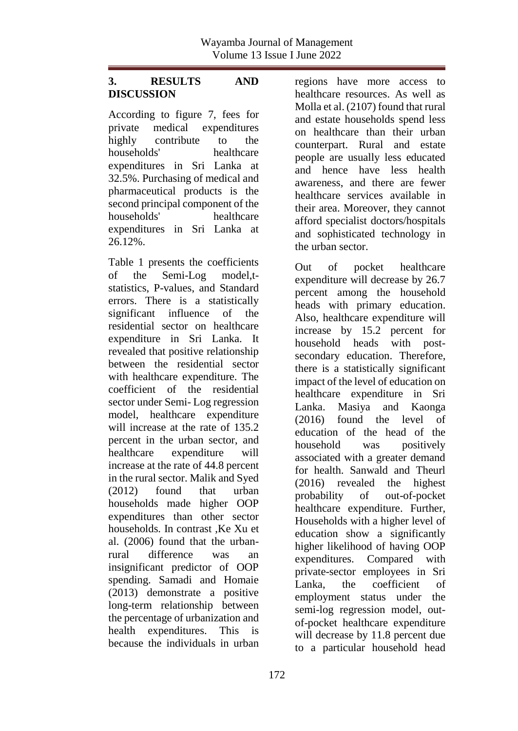## 3. RESULTS AND DISCUSSION

According to figure 7, fees for private medical expenditures highly contribute to the households' healthcare expenditures in Sri Lanka at 32.5%. Purchasing of medical and pharmaceutical products is the second principal component of the households' healthcare expenditures in Sri Lanka at 26.12%.

Table 1 presents the coefficients of the Semi-Log model,t-statistics, P-values, and Standard errors. There is a statistically significant influence of the residential sector on healthcare expenditure in Sri Lanka. It revealed that positive relationship between the residential sector with healthcare expenditure. The coefficient of the residential sector under Semi- Log regression model, healthcare expenditure will increase at the rate of 135.2 percent in the urban sector, and healthcare expenditure will increase at the rate of 44.8 percent in the rural sector. Malik and Syed (2012) found that urban households made higher OOP expenditures than other sector households. In contrast ,Ke Xu et al. (2006) found that the urban-rural difference was an insignificant predictor of OOP spending. Samadi and Homaie (2013) demonstrate a positive long-term relationship between the percentage of urbanization and health expenditures. This is because the individuals in urban regions have more access to healthcare resources. As well as Molla et al. (2107) found that rural and estate households spend less on healthcare than their urban counterpart. Rural and estate people are usually less educated and hence have less health awareness, and there are fewer healthcare services available in their area. Moreover, they cannot afford specialist doctors/hospitals and sophisticated technology in the urban sector.

Out of pocket healthcare expenditure will decrease by 26.7 percent among the household heads with primary education. Also, healthcare expenditure will increase by 15.2 percent for household heads with post-secondary education. Therefore, there is a statistically significant impact of the level of education on healthcare expenditure in Sri Lanka. Masiya and Kaonga (2016) found the level of education of the head of the household was positively associated with a greater demand for health. Sanwald and Theurl (2016) revealed the highest probability of out-of-pocket healthcare expenditure. Further, Households with a higher level of education show a significantly higher likelihood of having OOP expenditures. Compared with private-sector employees in Sri Lanka, the coefficient of employment status under the semi-log regression model, out-of-pocket healthcare expenditure will decrease by 11.8 percent due to a particular household head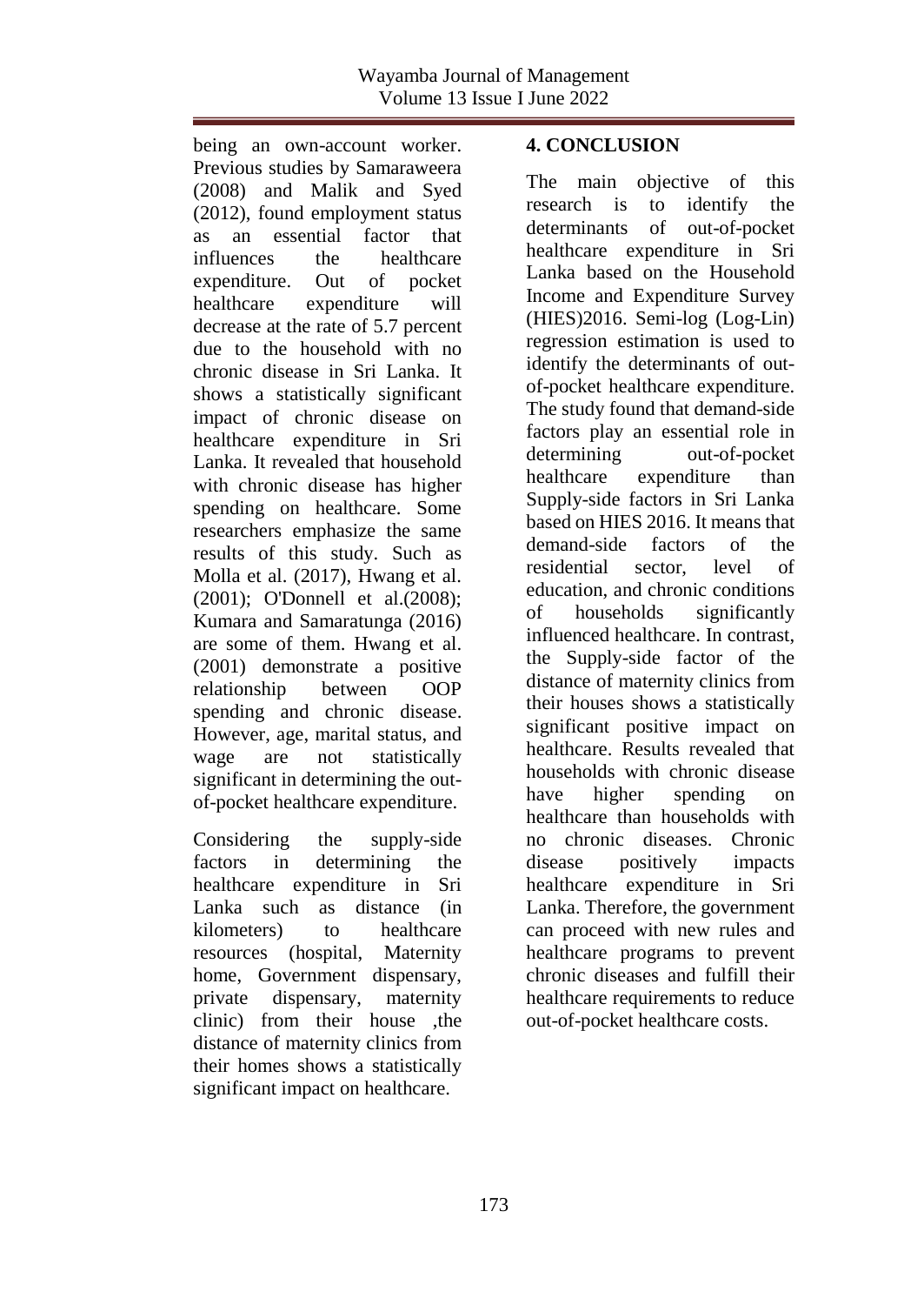being an own-account worker. Previous studies by Samaraweera (2008) and Malik and Syed (2012), found employment status as an essential factor that influences the healthcare expenditure. Out of pocket healthcare expenditure will decrease at the rate of 5.7 percent due to the household with no chronic disease in Sri Lanka. It shows a statistically significant impact of chronic disease on healthcare expenditure in Sri Lanka. It revealed that household with chronic disease has higher spending on healthcare. Some researchers emphasize the same results of this study. Such as Molla et al. (2017), Hwang et al. (2001); O'Donnell et al.(2008); Kumara and Samaratunga (2016) are some of them. Hwang et al. (2001) demonstrate a positive relationship between OOP spending and chronic disease. However, age, marital status, and wage are not statistically significant in determining the out-of-pocket healthcare expenditure.

Considering the supply-side factors in determining the healthcare expenditure in Sri Lanka such as distance (in kilometers) to healthcare resources (hospital, Maternity home, Government dispensary, private dispensary, maternity clinic) from their house ,the distance of maternity clinics from their homes shows a statistically significant impact on healthcare.

## 4. CONCLUSION

The main objective of this research is to identify the determinants of out-of-pocket healthcare expenditure in Sri Lanka based on the Household Income and Expenditure Survey (HIES)2016. Semi-log (Log-Lin) regression estimation is used to identify the determinants of out-of-pocket healthcare expenditure. The study found that demand-side factors play an essential role in determining out-of-pocket healthcare expenditure than Supply-side factors in Sri Lanka based on HIES 2016. It means that demand-side factors of the residential sector, level of education, and chronic conditions of households significantly influenced healthcare. In contrast, the Supply-side factor of the distance of maternity clinics from their houses shows a statistically significant positive impact on healthcare. Results revealed that households with chronic disease have higher spending on healthcare than households with no chronic diseases. Chronic disease positively impacts healthcare expenditure in Sri Lanka. Therefore, the government can proceed with new rules and healthcare programs to prevent chronic diseases and fulfill their healthcare requirements to reduce out-of-pocket healthcare costs.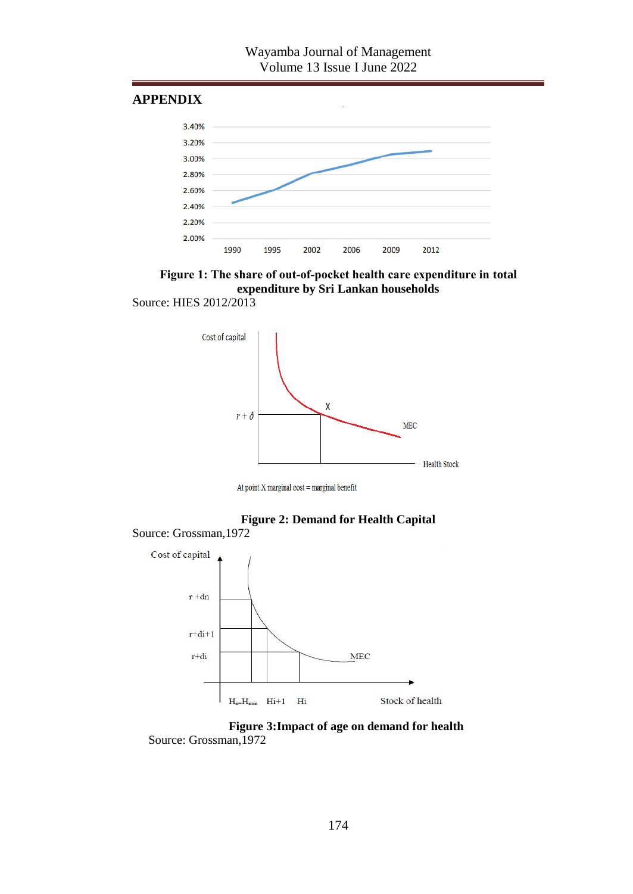## APPENDIX

**Figure 1: The share of out-of-pocket health care expenditure in total expenditure by Sri Lankan households**

Source: HIES 2012/2013

At point X marginal cost = marginal benefit

**Figure 2: Demand for Health Capital**

Source: Grossman,1972

**Figure 3:Impact of age on demand for health**

Source: Grossman,1972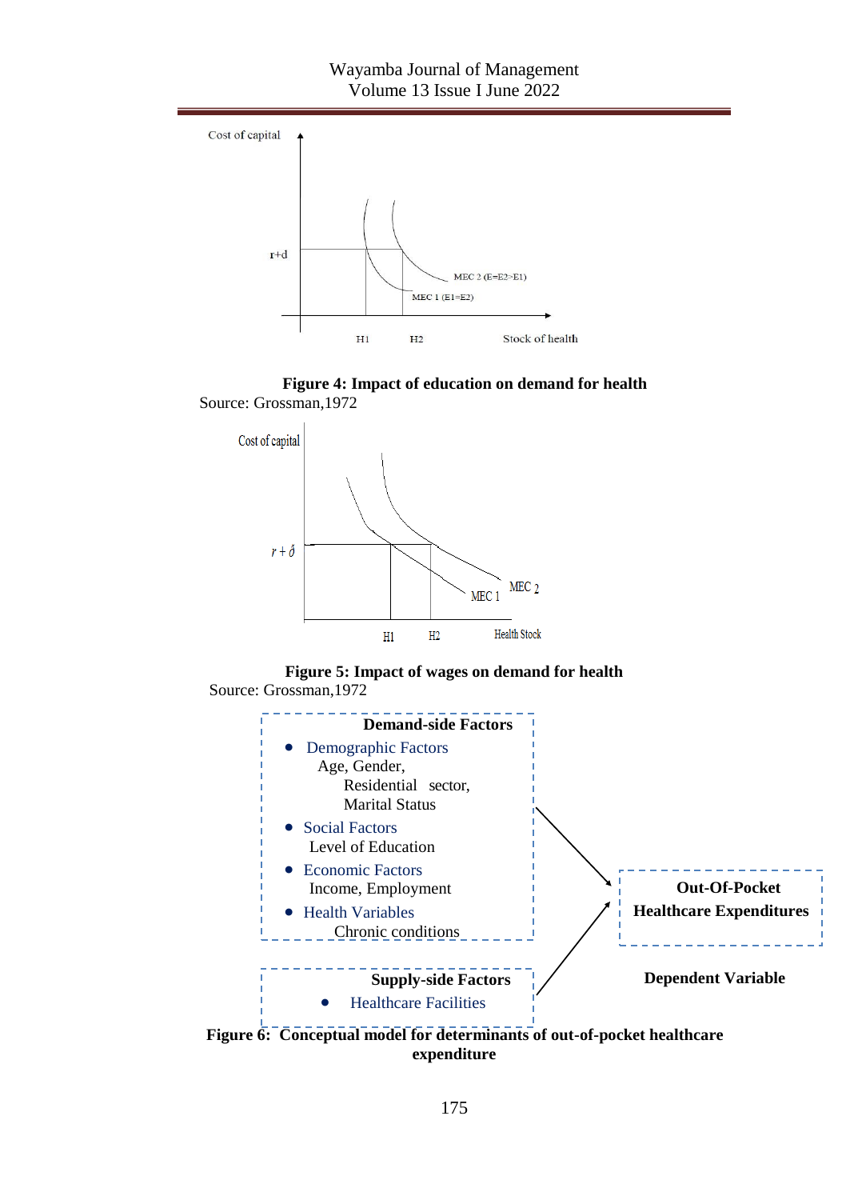Cost of capital

r+d

MEC 2 (E=E2>E1)

MEC 1 (E1=E2)

H1 H2 Stock of health

**Figure 4: Impact of education on demand for health**

Source: Grossman,1972

Cost of capital

$r + \delta$

MEC 2

MEC 1

H1 H2 Health Stock

**Figure 5: Impact of wages on demand for health**

Source: Grossman,1972

**Demand-side Factors**

- Demographic Factors
  Age, Gender,
  Residential sector,
  Marital Status
- Social Factors
  Level of Education
- Economic Factors
  Income, Employment
- Health Variables
  Chronic conditions

**Supply-side Factors**

- Healthcare Facilities

**Out-Of-Pocket Healthcare Expenditures**

**Dependent Variable**

**Figure 6: Conceptual model for determinants of out-of-pocket healthcare expenditure**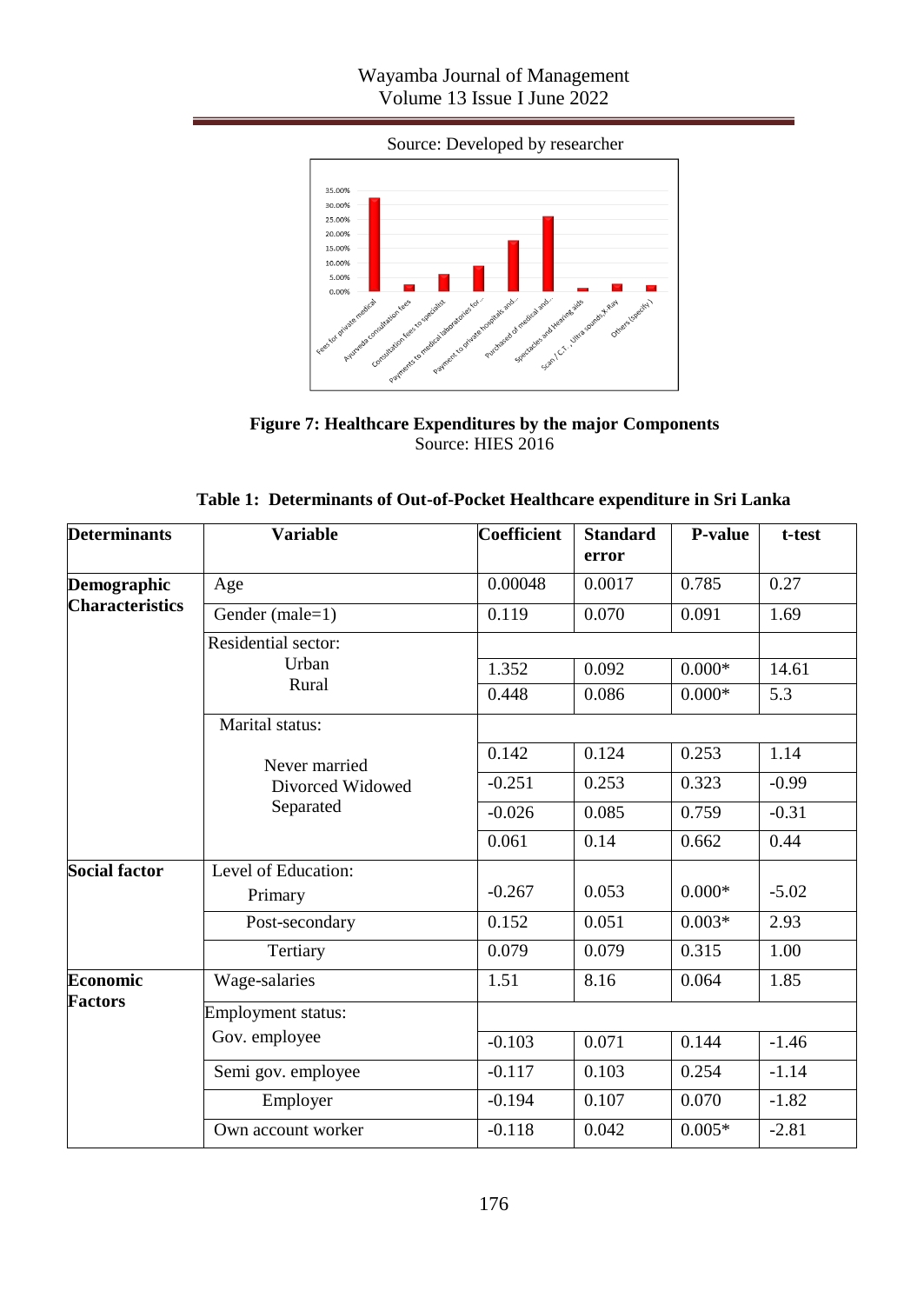Source: Developed by researcher

**Figure 7: Healthcare Expenditures by the major Components**
Source: HIES 2016

**Table 1: Determinants of Out-of-Pocket Healthcare expenditure in Sri Lanka**

| Determinants | Variable | Coefficient | Standard error | P-value | t-test |
|---|---|---|---|---|---|
| **Demographic Characteristics** | Age | 0.00048 | 0.0017 | 0.785 | 0.27 |
| | Gender (male=1) | 0.119 | 0.070 | 0.091 | 1.69 |
| | Residential sector: | | | | |
| | Urban | 1.352 | 0.092 | 0.000* | 14.61 |
| | Rural | 0.448 | 0.086 | 0.000* | 5.3 |
| | Marital status: | | | | |
| | Never married | 0.142 | 0.124 | 0.253 | 1.14 |
| | Divorced | -0.251 | 0.253 | 0.323 | -0.99 |
| | Widowed | -0.026 | 0.085 | 0.759 | -0.31 |
| | Separated | 0.061 | 0.14 | 0.662 | 0.44 |
| **Social factor** | Level of Education: Primary | -0.267 | 0.053 | 0.000* | -5.02 |
| | Post-secondary | 0.152 | 0.051 | 0.003* | 2.93 |
| | Tertiary | 0.079 | 0.079 | 0.315 | 1.00 |
| **Economic Factors** | Wage-salaries | 1.51 | 8.16 | 0.064 | 1.85 |
| | Employment status: | | | | |
| | Gov. employee | -0.103 | 0.071 | 0.144 | -1.46 |
| | Semi gov. employee | -0.117 | 0.103 | 0.254 | -1.14 |
| | Employer | -0.194 | 0.107 | 0.070 | -1.82 |
| | Own account worker | -0.118 | 0.042 | 0.005* | -2.81 |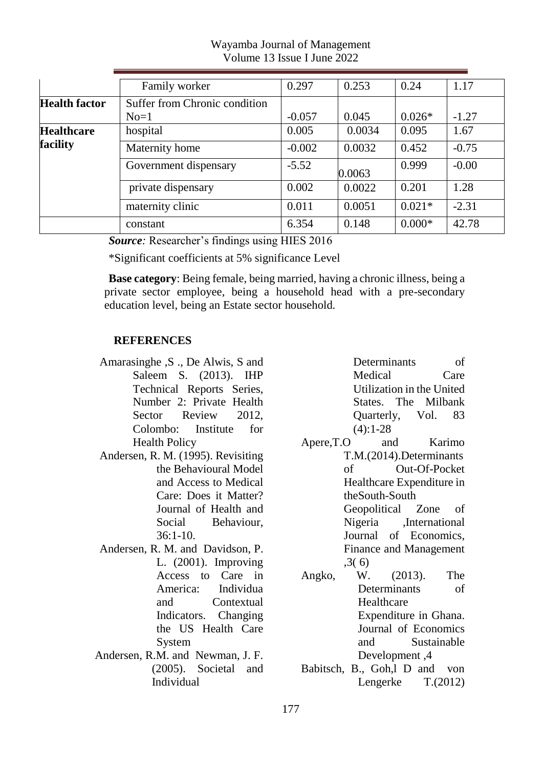| | | | | | |
|---|---|---|---|---|---|
| | Family worker | 0.297 | 0.253 | 0.24 | 1.17 |
| **Health factor** | Suffer from Chronic condition No=1 | -0.057 | 0.045 | 0.026* | -1.27 |
| **Healthcare facility** | hospital | 0.005 | 0.0034 | 0.095 | 1.67 |
| | Maternity home | -0.002 | 0.0032 | 0.452 | -0.75 |
| | Government dispensary | -5.52 | 0.0063 | 0.999 | -0.00 |
| | private dispensary | 0.002 | 0.0022 | 0.201 | 1.28 |
| | maternity clinic | 0.011 | 0.0051 | 0.021* | -2.31 |
| | constant | 6.354 | 0.148 | 0.000* | 42.78 |

***Source:*** Researcher's findings using HIES 2016

*Significant coefficients at 5% significance Level

**Base category**: Being female, being married, having a chronic illness, being a private sector employee, being a household head with a pre-secondary education level, being an Estate sector household.

## REFERENCES

Amarasinghe ,S ., De Alwis, S and Saleem S. (2013). IHP Technical Reports Series, Number 2: Private Health Sector Review 2012, Colombo: Institute for Health Policy

Andersen, R. M. (1995). Revisiting the Behavioural Model and Access to Medical Care: Does it Matter? Journal of Health and Social Behaviour, 36:1-10.

Andersen, R. M. and Davidson, P. L. (2001). Improving Access to Care in America: Individua and Contextual Indicators. Changing the US Health Care System

Andersen, R.M. and Newman, J. F. (2005). Societal and Individual Determinants of Medical Care Utilization in the United States. The Milbank Quarterly, Vol. 83 (4):1-28

Apere,T.O and Karimo T.M.(2014).Determinants of Out-Of-Pocket Healthcare Expenditure in theSouth-South Geopolitical Zone of Nigeria ,International Journal of Economics, Finance and Management ,3( 6)

Angko, W. (2013). The Determinants of Healthcare Expenditure in Ghana. Journal of Economics and Sustainable Development ,4

Babitsch, B., Goh,l D and von Lengerke T.(2012)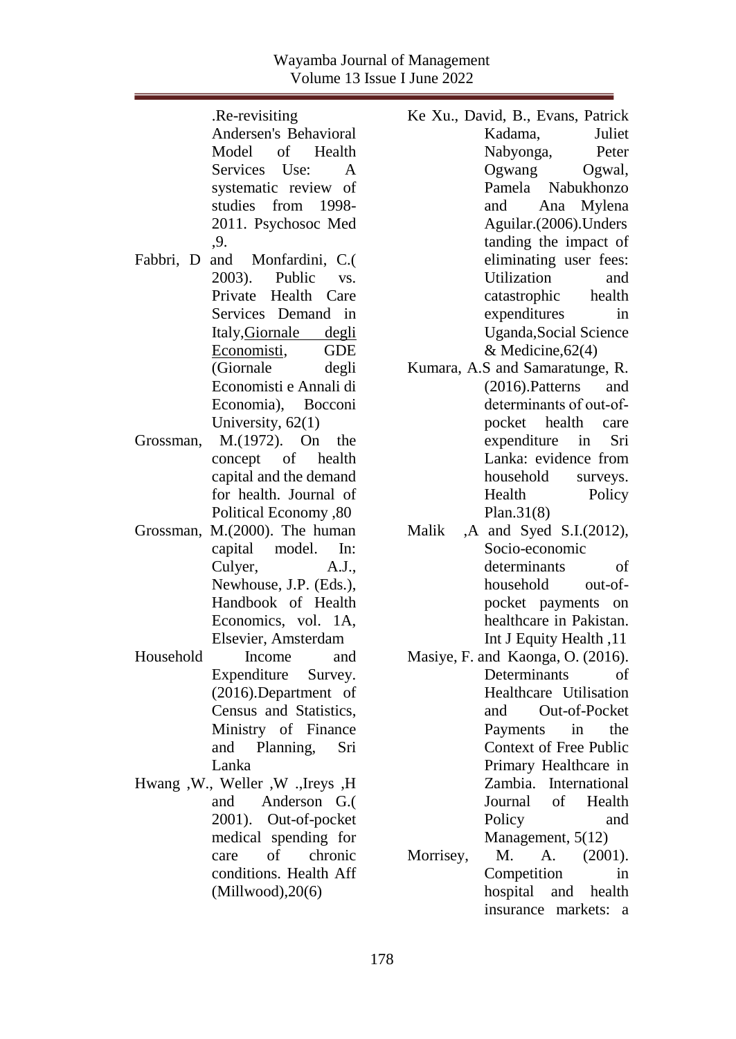.Re-revisiting Andersen's Behavioral Model of Health Services Use: A systematic review of studies from 1998-2011. Psychosoc Med ,9.

Fabbri, D and Monfardini, C.( 2003). Public vs. Private Health Care Services Demand in Italy,Giornale degli Economisti, GDE (Giornale degli Economisti e Annali di Economia), Bocconi University, 62(1)

Grossman, M.(1972). On the concept of health capital and the demand for health. Journal of Political Economy ,80

Grossman, M.(2000). The human capital model. In: Culyer, A.J., Newhouse, J.P. (Eds.), Handbook of Health Economics, vol. 1A, Elsevier, Amsterdam

Household Income and Expenditure Survey. (2016).Department of Census and Statistics, Ministry of Finance and Planning, Sri Lanka

Hwang ,W., Weller ,W .,Ireys ,H and Anderson G.( 2001). Out-of-pocket medical spending for care of chronic conditions. Health Aff (Millwood),20(6)

Ke Xu., David, B., Evans, Patrick Kadama, Juliet Nabyonga, Peter Ogwang Ogwal, Pamela Nabukhonzo and Ana Mylena Aguilar.(2006).Understanding the impact of eliminating user fees: Utilization and catastrophic health expenditures in Uganda,Social Science & Medicine,62(4)

Kumara, A.S and Samaratunge, R. (2016).Patterns and determinants of out-of-pocket health care expenditure in Sri Lanka: evidence from household surveys. Health Policy Plan.31(8)

Malik ,A and Syed S.I.(2012), Socio-economic determinants of household out-of-pocket payments on healthcare in Pakistan. Int J Equity Health ,11

Masiye, F. and Kaonga, O. (2016). Determinants of Healthcare Utilisation and Out-of-Pocket Payments in the Context of Free Public Primary Healthcare in Zambia. International Journal of Health Policy and Management, 5(12)

Morrisey, M. A. (2001). Competition in hospital and health insurance markets: a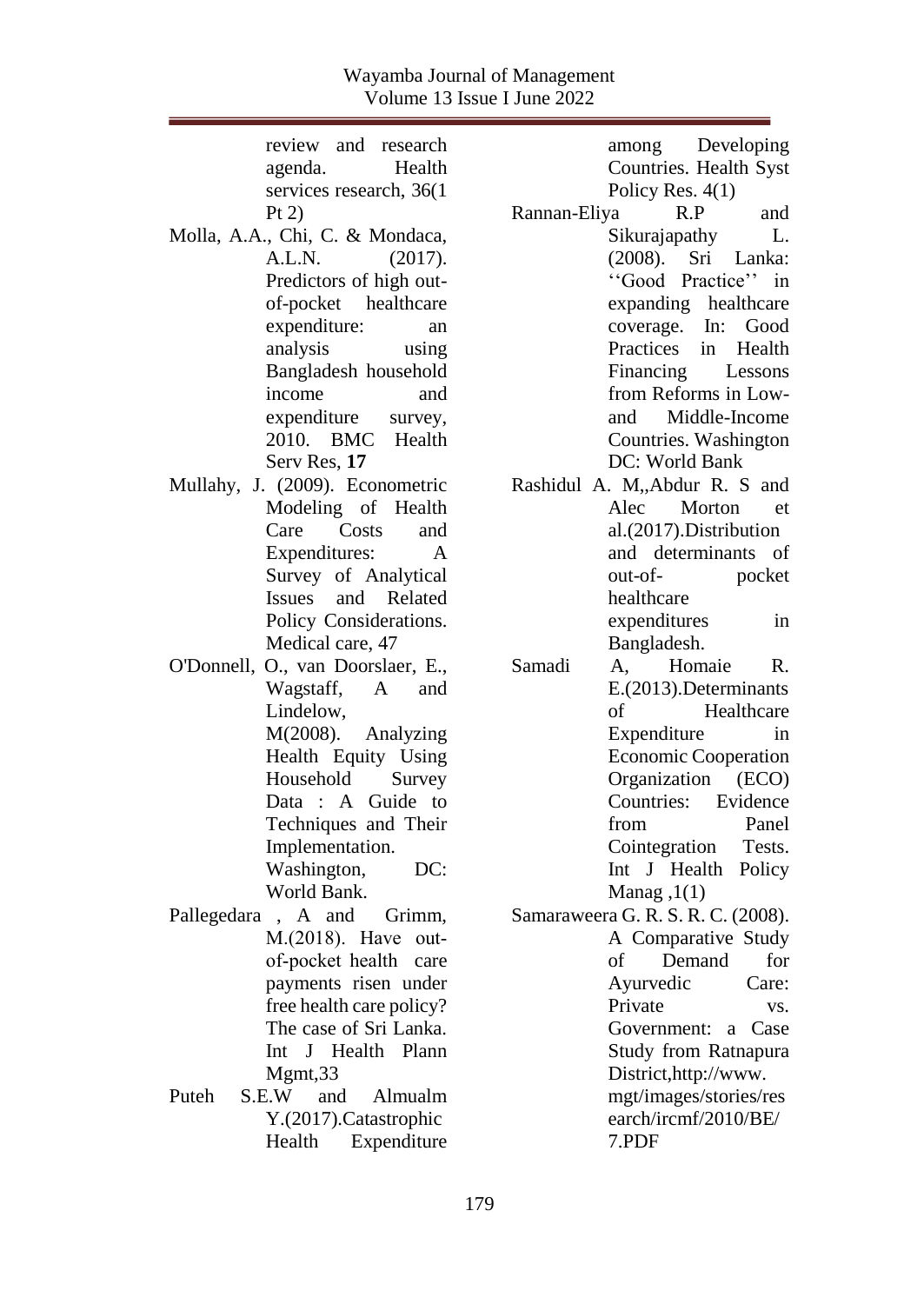review and research agenda. Health services research, 36(1 Pt 2)

Molla, A.A., Chi, C. & Mondaca, A.L.N. (2017). Predictors of high out-of-pocket healthcare expenditure: an analysis using Bangladesh household income and expenditure survey, 2010. BMC Health Serv Res, **17**

Mullahy, J. (2009). Econometric Modeling of Health Care Costs and Expenditures: A Survey of Analytical Issues and Related Policy Considerations. Medical care, 47

O'Donnell, O., van Doorslaer, E., Wagstaff, A and Lindelow, M(2008). Analyzing Health Equity Using Household Survey Data : A Guide to Techniques and Their Implementation. Washington, DC: World Bank.

Pallegedara , A and Grimm, M.(2018). Have out-of-pocket health care payments risen under free health care policy? The case of Sri Lanka. Int J Health Plann Mgmt,33

Puteh S.E.W and Almualm Y.(2017).Catastrophic Health Expenditure among Developing Countries. Health Syst Policy Res. 4(1)

Rannan-Eliya R.P and Sikurajapathy L. (2008). Sri Lanka: ''Good Practice'' in expanding healthcare coverage. In: Good Practices in Health Financing Lessons from Reforms in Low- and Middle-Income Countries. Washington DC: World Bank

Rashidul A. M,,Abdur R. S and Alec Morton et al.(2017).Distribution and determinants of out-of- pocket healthcare expenditures in Bangladesh.

Samadi A, Homaie R. E.(2013).Determinants of Healthcare Expenditure in Economic Cooperation Organization (ECO) Countries: Evidence from Panel Cointegration Tests. Int J Health Policy Manag ,1(1)

Samaraweera G. R. S. R. C. (2008). A Comparative Study of Demand for Ayurvedic Care: Private vs. Government: a Case Study from Ratnapura District,http://www. mgt/images/stories/research/ircmf/2010/BE/7.PDF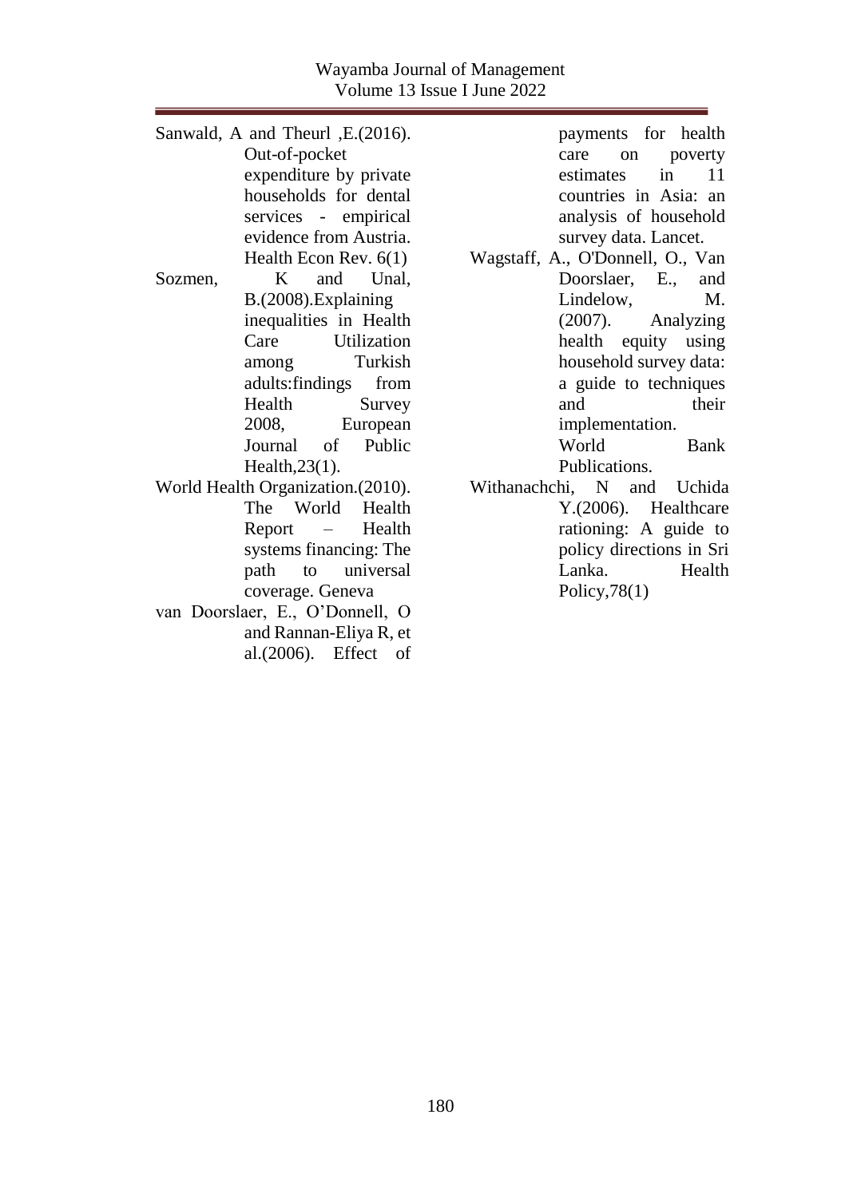Sanwald, A and Theurl ,E.(2016). Out-of-pocket expenditure by private households for dental services - empirical evidence from Austria. Health Econ Rev. 6(1)

Sozmen, K and Unal, B.(2008).Explaining inequalities in Health Care Utilization among Turkish adults:findings from Health Survey 2008, European Journal of Public Health,23(1).

World Health Organization.(2010). The World Health Report – Health systems financing: The path to universal coverage. Geneva

van Doorslaer, E., O'Donnell, O and Rannan-Eliya R, et al.(2006). Effect of payments for health care on poverty estimates in 11 countries in Asia: an analysis of household survey data. Lancet.

Wagstaff, A., O'Donnell, O., Van Doorslaer, E., and Lindelow, M. (2007). Analyzing health equity using household survey data: a guide to techniques and their implementation. World Bank Publications.

Withanachchi, N and Uchida Y.(2006). Healthcare rationing: A guide to policy directions in Sri Lanka. Health Policy,78(1)